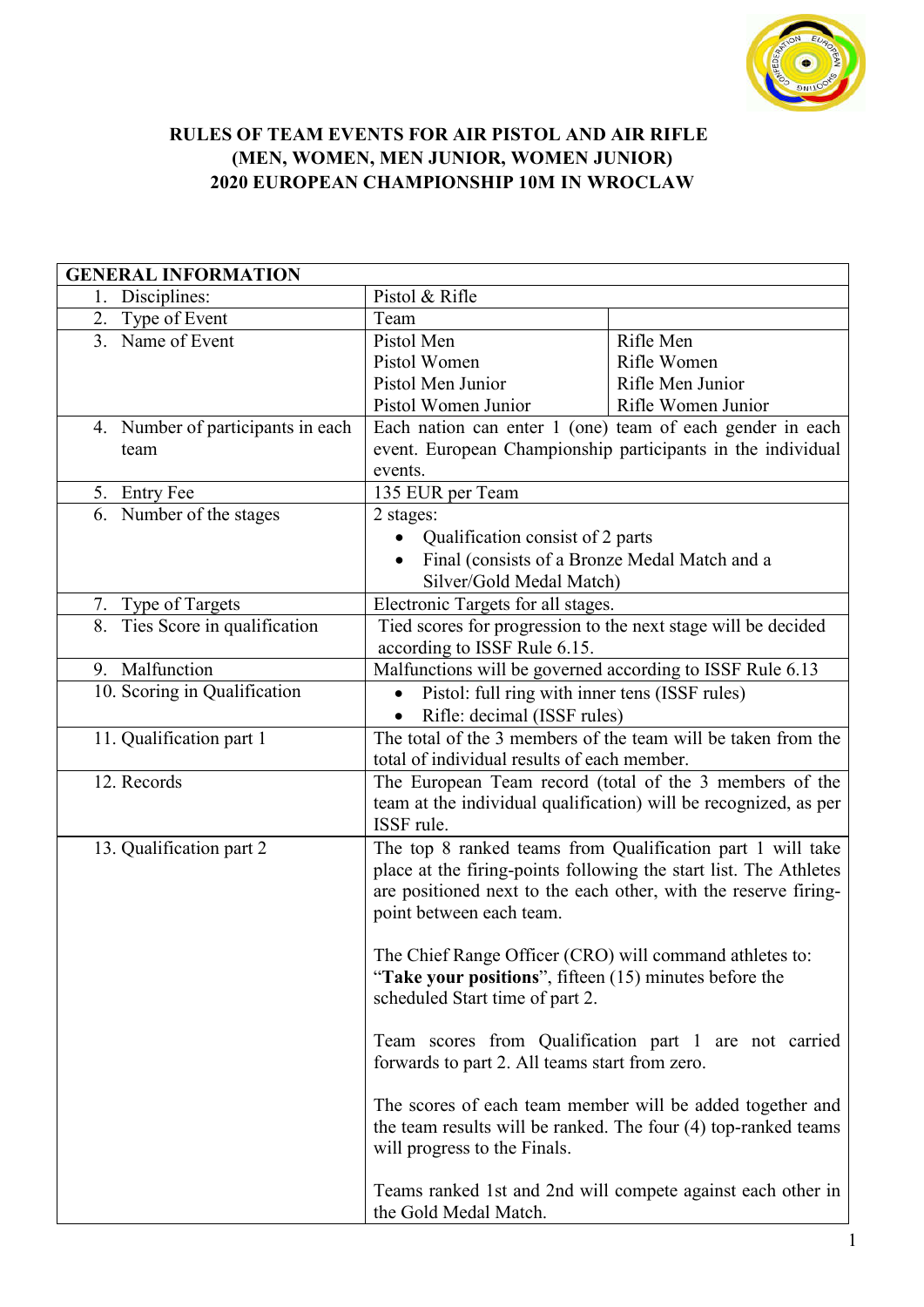# RULES OF TEAM EVENTS FOR AIR PISTOL AND AIR RIFLE (MEN, WOMEN, MEN JUNIOR, WOMEN JUNIOR) 2020 EUROPEAN CHAMPIONSHIP 10M IN WROCLAW

| GENERAL INFORMATION | | |
|---|---|---|
| 1. Disciplines: | Pistol & Rifle | |
| 2. Type of Event | Team | |
| 3. Name of Event | Pistol Men<br>Pistol Women<br>Pistol Men Junior<br>Pistol Women Junior | Rifle Men<br>Rifle Women<br>Rifle Men Junior<br>Rifle Women Junior |
| 4. Number of participants in each team | Each nation can enter 1 (one) team of each gender in each event. European Championship participants in the individual events. | |
| 5. Entry Fee | 135 EUR per Team | |
| 6. Number of the stages | 2 stages:<br>• Qualification consist of 2 parts<br>• Final (consists of a Bronze Medal Match and a Silver/Gold Medal Match) | |
| 7. Type of Targets | Electronic Targets for all stages. | |
| 8. Ties Score in qualification | Tied scores for progression to the next stage will be decided according to ISSF Rule 6.15. | |
| 9. Malfunction | Malfunctions will be governed according to ISSF Rule 6.13 | |
| 10. Scoring in Qualification | • Pistol: full ring with inner tens (ISSF rules)<br>• Rifle: decimal (ISSF rules) | |
| 11. Qualification part 1 | The total of the 3 members of the team will be taken from the total of individual results of each member. | |
| 12. Records | The European Team record (total of the 3 members of the team at the individual qualification) will be recognized, as per ISSF rule. | |
| 13. Qualification part 2 | The top 8 ranked teams from Qualification part 1 will take place at the firing-points following the start list. The Athletes are positioned next to the each other, with the reserve firing-point between each team.<br><br>The Chief Range Officer (CRO) will command athletes to: "**Take your positions**", fifteen (15) minutes before the scheduled Start time of part 2.<br><br>Team scores from Qualification part 1 are not carried forwards to part 2. All teams start from zero.<br><br>The scores of each team member will be added together and the team results will be ranked. The four (4) top-ranked teams will progress to the Finals.<br><br>Teams ranked 1st and 2nd will compete against each other in the Gold Medal Match. | |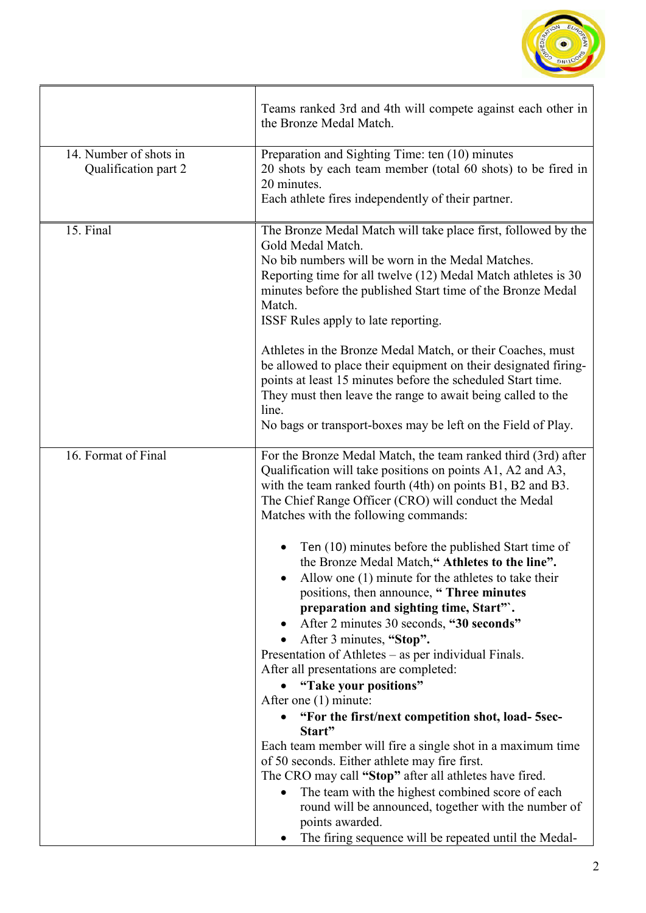| | |
|---|---|
| | Teams ranked 3rd and 4th will compete against each other in the Bronze Medal Match. |
| 14. Number of shots in Qualification part 2 | Preparation and Sighting Time: ten (10) minutes<br>20 shots by each team member (total 60 shots) to be fired in 20 minutes.<br>Each athlete fires independently of their partner. |
| 15. Final | The Bronze Medal Match will take place first, followed by the Gold Medal Match.<br>No bib numbers will be worn in the Medal Matches.<br>Reporting time for all twelve (12) Medal Match athletes is 30 minutes before the published Start time of the Bronze Medal Match.<br>ISSF Rules apply to late reporting.<br><br>Athletes in the Bronze Medal Match, or their Coaches, must be allowed to place their equipment on their designated firing-points at least 15 minutes before the scheduled Start time. They must then leave the range to await being called to the line.<br>No bags or transport-boxes may be left on the Field of Play. |
| 16. Format of Final | For the Bronze Medal Match, the team ranked third (3rd) after Qualification will take positions on points A1, A2 and A3, with the team ranked fourth (4th) on points B1, B2 and B3.<br>The Chief Range Officer (CRO) will conduct the Medal Matches with the following commands:<br><br>• Ten (10) minutes before the published Start time of the Bronze Medal Match,**" Athletes to the line".**<br>• Allow one (1) minute for the athletes to take their positions, then announce, **" Three minutes preparation and sighting time, Start"`.**<br>• After 2 minutes 30 seconds, **"30 seconds"**<br>• After 3 minutes, **"Stop".**<br>Presentation of Athletes – as per individual Finals.<br>After all presentations are completed:<br>• **"Take your positions"**<br>After one (1) minute:<br>• **"For the first/next competition shot, load- 5sec-Start"**<br>Each team member will fire a single shot in a maximum time of 50 seconds. Either athlete may fire first.<br>The CRO may call **"Stop"** after all athletes have fired.<br>• The team with the highest combined score of each round will be announced, together with the number of points awarded.<br>• The firing sequence will be repeated until the Medal- |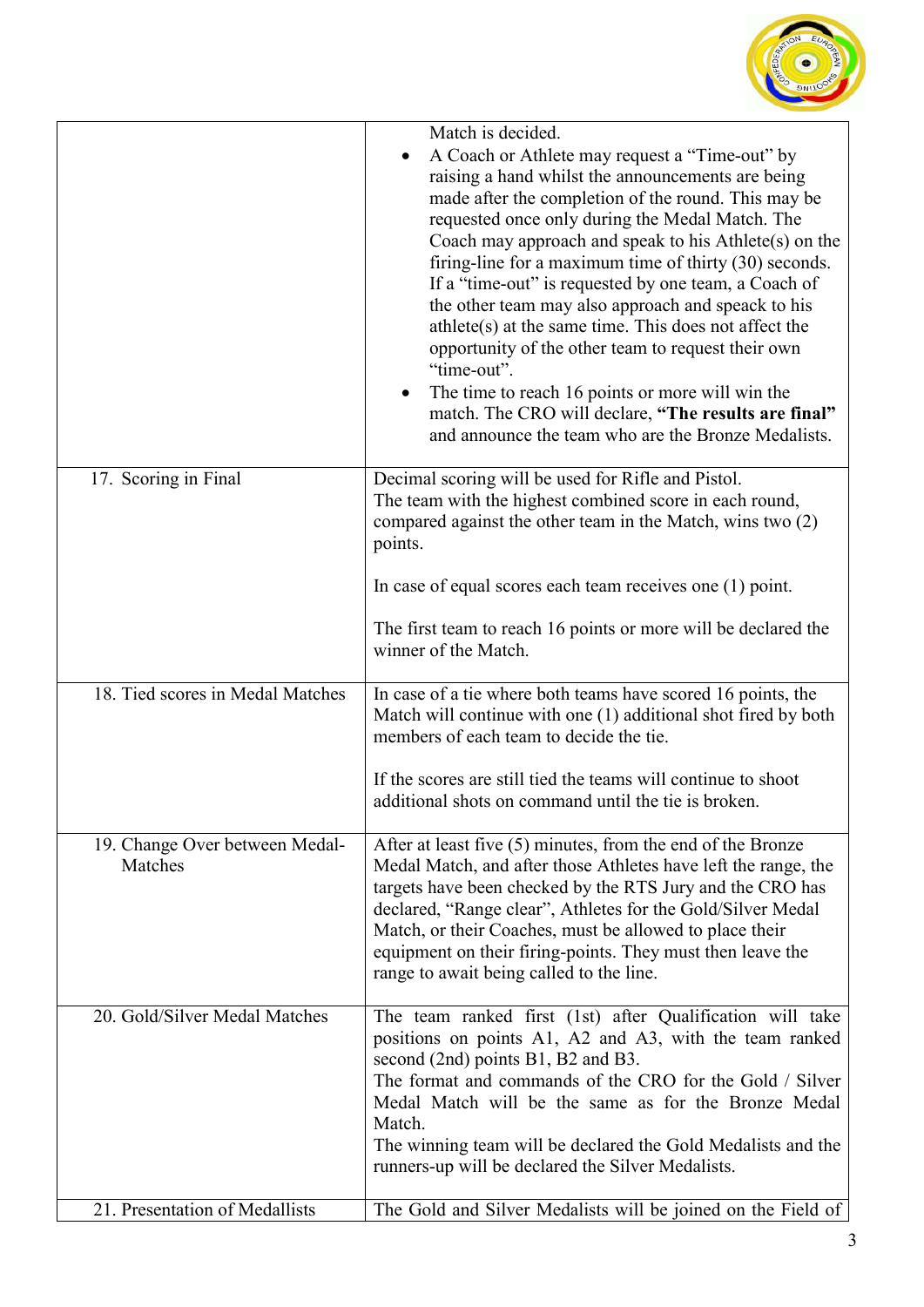| | |
|---|---|
| | Match is decided.<br>• A Coach or Athlete may request a "Time-out" by raising a hand whilst the announcements are being made after the completion of the round. This may be requested once only during the Medal Match. The Coach may approach and speak to his Athlete(s) on the firing-line for a maximum time of thirty (30) seconds. If a "time-out" is requested by one team, a Coach of the other team may also approach and speack to his athlete(s) at the same time. This does not affect the opportunity of the other team to request their own "time-out".<br>• The time to reach 16 points or more will win the match. The CRO will declare, **"The results are final"** and announce the team who are the Bronze Medalists. |
| 17. Scoring in Final | Decimal scoring will be used for Rifle and Pistol.<br>The team with the highest combined score in each round, compared against the other team in the Match, wins two (2) points.<br><br>In case of equal scores each team receives one (1) point.<br><br>The first team to reach 16 points or more will be declared the winner of the Match. |
| 18. Tied scores in Medal Matches | In case of a tie where both teams have scored 16 points, the Match will continue with one (1) additional shot fired by both members of each team to decide the tie.<br><br>If the scores are still tied the teams will continue to shoot additional shots on command until the tie is broken. |
| 19. Change Over between Medal-Matches | After at least five (5) minutes, from the end of the Bronze Medal Match, and after those Athletes have left the range, the targets have been checked by the RTS Jury and the CRO has declared, "Range clear", Athletes for the Gold/Silver Medal Match, or their Coaches, must be allowed to place their equipment on their firing-points. They must then leave the range to await being called to the line. |
| 20. Gold/Silver Medal Matches | The team ranked first (1st) after Qualification will take positions on points A1, A2 and A3, with the team ranked second (2nd) points B1, B2 and B3.<br>The format and commands of the CRO for the Gold / Silver Medal Match will be the same as for the Bronze Medal Match.<br>The winning team will be declared the Gold Medalists and the runners-up will be declared the Silver Medalists. |
| 21. Presentation of Medallists | The Gold and Silver Medalists will be joined on the Field of |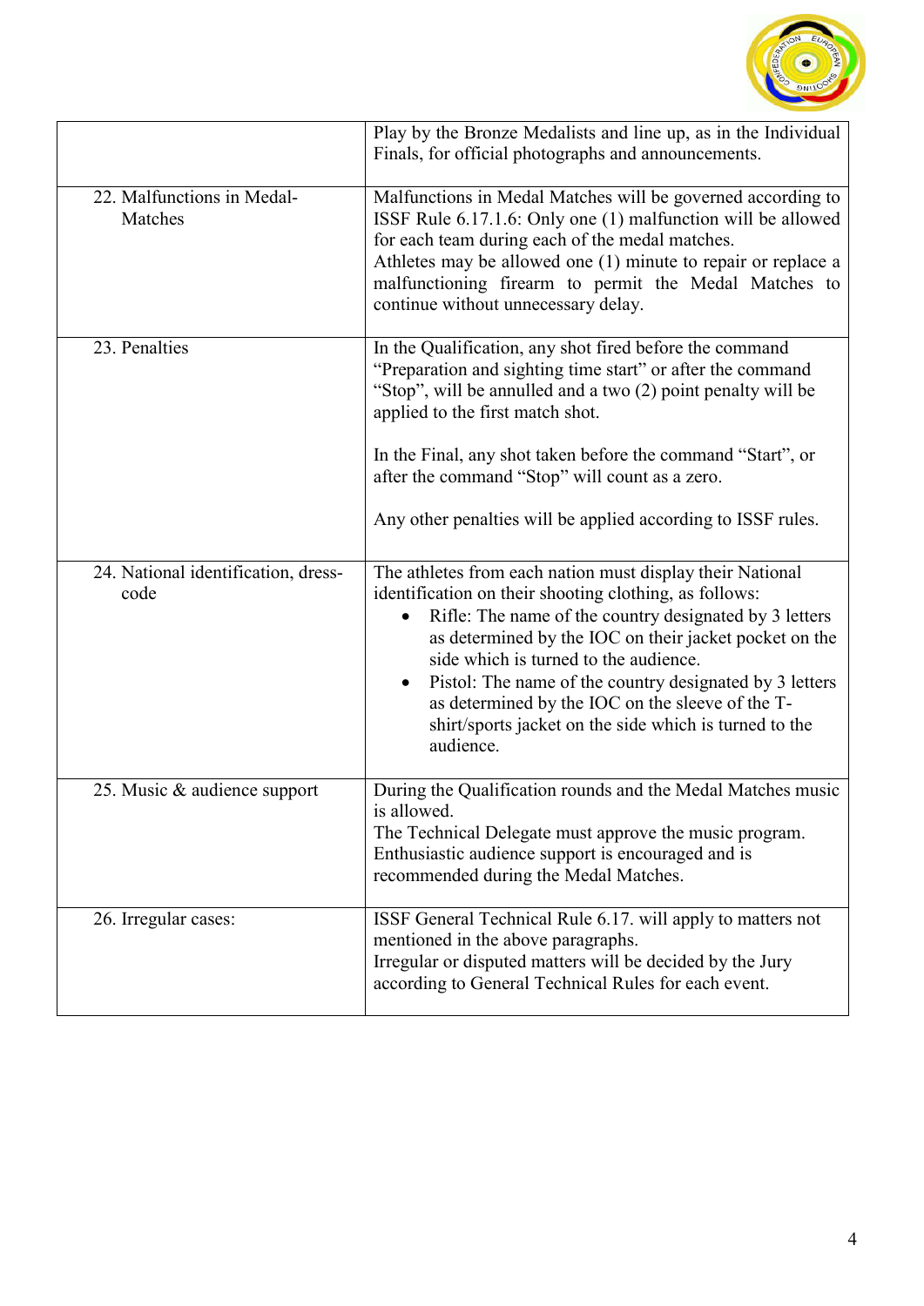| | |
|---|---|
| | Play by the Bronze Medalists and line up, as in the Individual Finals, for official photographs and announcements. |
| 22. Malfunctions in Medal-Matches | Malfunctions in Medal Matches will be governed according to ISSF Rule 6.17.1.6: Only one (1) malfunction will be allowed for each team during each of the medal matches.<br>Athletes may be allowed one (1) minute to repair or replace a malfunctioning firearm to permit the Medal Matches to continue without unnecessary delay. |
| 23. Penalties | In the Qualification, any shot fired before the command “Preparation and sighting time start” or after the command “Stop”, will be annulled and a two (2) point penalty will be applied to the first match shot.<br><br>In the Final, any shot taken before the command “Start”, or after the command “Stop” will count as a zero.<br><br>Any other penalties will be applied according to ISSF rules. |
| 24. National identification, dress-code | The athletes from each nation must display their National identification on their shooting clothing, as follows:<br>• Rifle: The name of the country designated by 3 letters as determined by the IOC on their jacket pocket on the side which is turned to the audience.<br>• Pistol: The name of the country designated by 3 letters as determined by the IOC on the sleeve of the T-shirt/sports jacket on the side which is turned to the audience. |
| 25. Music & audience support | During the Qualification rounds and the Medal Matches music is allowed.<br>The Technical Delegate must approve the music program.<br>Enthusiastic audience support is encouraged and is recommended during the Medal Matches. |
| 26. Irregular cases: | ISSF General Technical Rule 6.17. will apply to matters not mentioned in the above paragraphs.<br>Irregular or disputed matters will be decided by the Jury according to General Technical Rules for each event. |